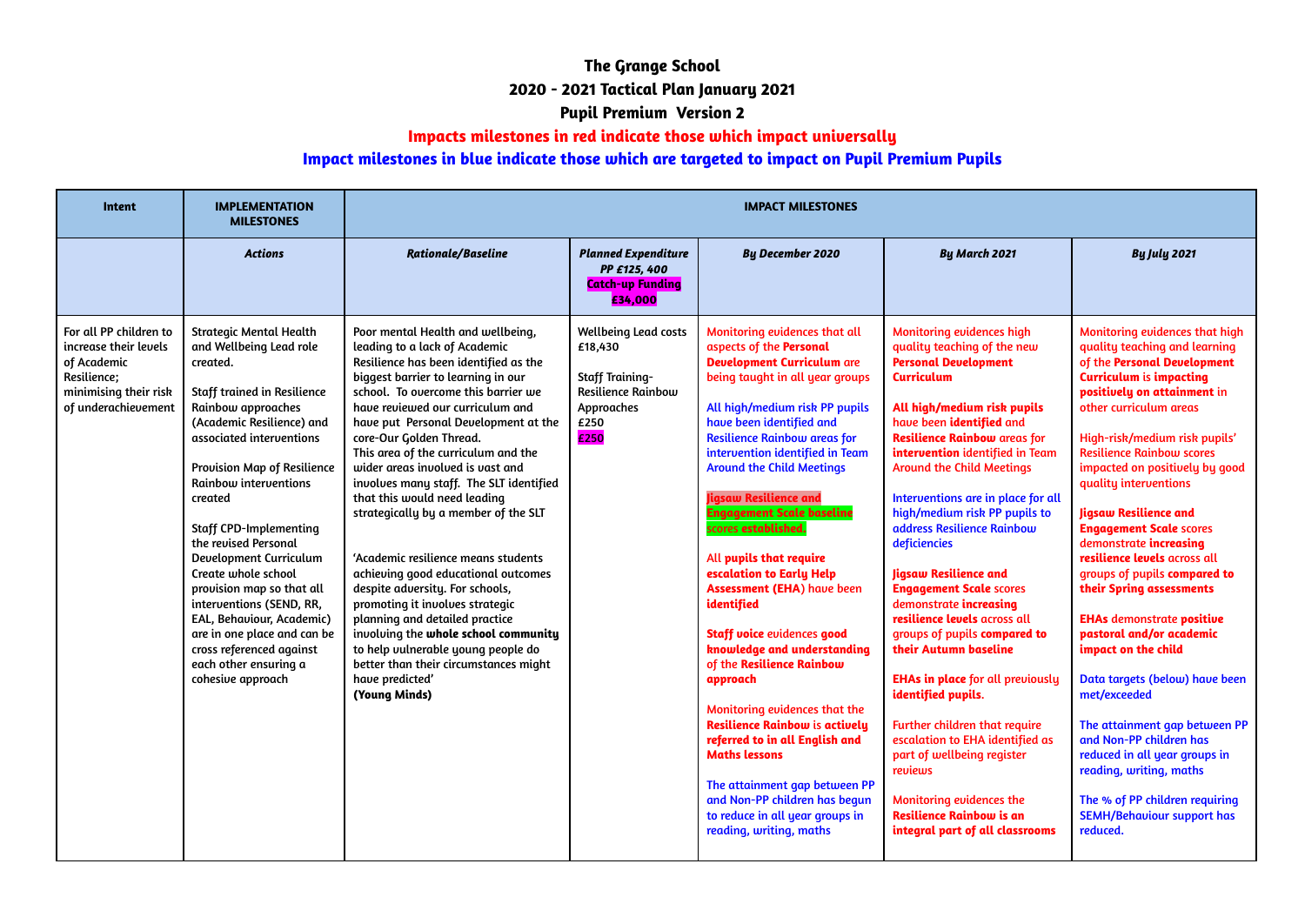# The Grange School

## 2020 - 2021 Tactical Plan January 2021

## Pupil Premium Version 2

**Impacts milestones in red indicate those which impact universally**

**Impact milestones in blue indicate those which are targeted to impact on Pupil Premium Pupils**

| Intent | IMPLEMENTATION MILESTONES | IMPACT MILESTONES | | | | |
|---|---|---|---|---|---|---|
| | ***Actions*** | ***Rationale/Baseline*** | ***Planned Expenditure PP £125, 400*** **Catch-up Funding £34,000** | ***By December 2020*** | ***By March 2021*** | ***By July 2021*** |
| For all PP children to increase their levels of Academic Resilience; minimising their risk of underachievement | Strategic Mental Health and Wellbeing Lead role created.<br><br>Staff trained in Resilience Rainbow approaches (Academic Resilience) and associated interventions<br><br>Provision Map of Resilience Rainbow interventions created<br><br>Staff CPD-Implementing the revised Personal Development Curriculum Create whole school provision map so that all interventions (SEND, RR, EAL, Behaviour, Academic) are in one place and can be cross referenced against each other ensuring a cohesive approach | Poor mental Health and wellbeing, leading to a lack of Academic Resilience has been identified as the biggest barrier to learning in our school. To overcome this barrier we have reviewed our curriculum and have put Personal Development at the core-Our Golden Thread. This area of the curriculum and the wider areas involved is vast and involves many staff. The SLT identified that this would need leading strategically by a member of the SLT<br><br>'Academic resilience means students achieving good educational outcomes despite adversity. For schools, promoting it involves strategic planning and detailed practice involving the **whole school community** to help vulnerable young people do better than their circumstances might have predicted'<br>**(Young Minds)** | Wellbeing Lead costs £18,430<br><br>Staff Training-Resilience Rainbow Approaches<br>£250<br>£250 | Monitoring evidences that all aspects of the **Personal Development Curriculum** are being taught in all year groups<br><br>All high/medium risk PP pupils have been identified and Resilience Rainbow areas for intervention identified in Team Around the Child Meetings<br><br>**Jigsaw Resilience and Engagement Scale baseline** scores **established.**<br><br>All **pupils that require escalation to Early Help Assessment (EHA)** have been **identified**<br><br>**Staff voice** evidences **good knowledge and understanding** of the **Resilience Rainbow approach**<br><br>Monitoring evidences that the **Resilience Rainbow** is **actively referred to in all English and Maths lessons**<br><br>The attainment gap between PP and Non-PP children has begun to reduce in all year groups in reading, writing, maths | Monitoring evidences high quality teaching of the new **Personal Development Curriculum**<br><br>**All high/medium risk pupils** have been **identified** and **Resilience Rainbow** areas for **intervention** identified in Team Around the Child Meetings<br><br>Interventions are in place for all high/medium risk PP pupils to address Resilience Rainbow deficiencies<br><br>**Jigsaw Resilience and Engagement Scale** scores demonstrate **increasing resilience levels** across all groups of pupils **compared to their Autumn baseline**<br><br>**EHAs in place** for all previously **identified pupils**.<br><br>Further children that require escalation to EHA identified as part of wellbeing register reviews<br><br>Monitoring evidences the **Resilience Rainbow is an integral part of all classrooms** | Monitoring evidences that high quality teaching and learning of the **Personal Development Curriculum** is **impacting positively on attainment** in other curriculum areas<br><br>High-risk/medium risk pupils' Resilience Rainbow scores impacted on positively by good quality interventions<br><br>**Jigsaw Resilience and Engagement Scale** scores demonstrate **increasing resilience levels** across all groups of pupils **compared to their Spring assessments**<br><br>**EHAs** demonstrate **positive pastoral and/or academic impact on the child**<br><br>Data targets (below) have been met/exceeded<br><br>The attainment gap between PP and Non-PP children has reduced in all year groups in reading, writing, maths<br><br>The % of PP children requiring SEMH/Behaviour support has reduced. |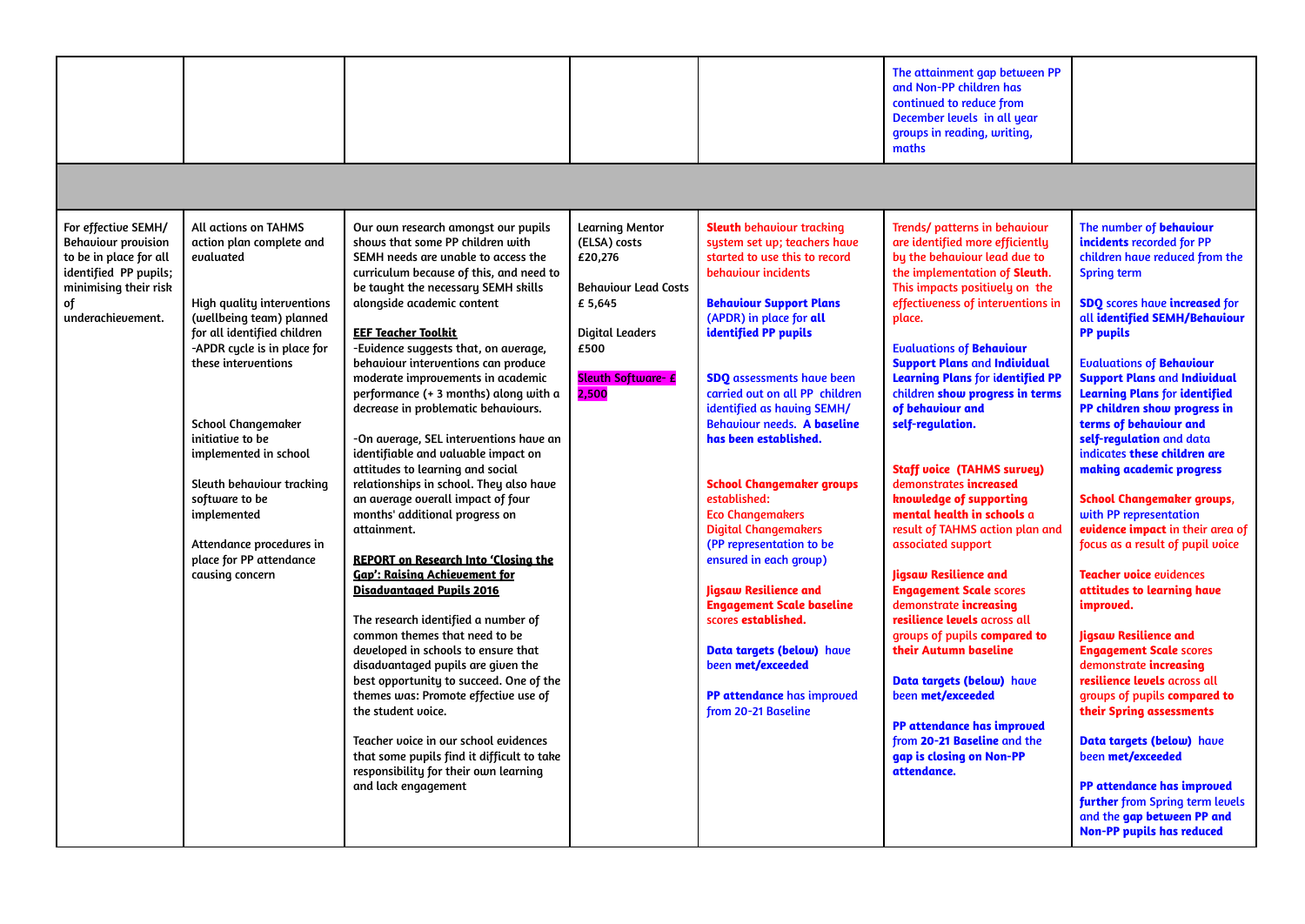| | | | | | | |
|---|---|---|---|---|---|---|
| | | | | | The attainment gap between PP and Non-PP children has continued to reduce from December levels in all year groups in reading, writing, maths | |
| | | | | | | |
| For effective SEMH/ Behaviour provision to be in place for all identified PP pupils; minimising their risk of underachievement. | All actions on TAHMS action plan complete and evaluated<br><br>High quality interventions (wellbeing team) planned for all identified children -APDR cycle is in place for these interventions<br><br>School Changemaker initiative to be implemented in school<br><br>Sleuth behaviour tracking software to be implemented<br><br>Attendance procedures in place for PP attendance causing concern | Our own research amongst our pupils shows that some PP children with SEMH needs are unable to access the curriculum because of this, and need to be taught the necessary SEMH skills alongside academic content<br><br>**EEF Teacher Toolkit**<br>-Evidence suggests that, on average, behaviour interventions can produce moderate improvements in academic performance (+ 3 months) along with a decrease in problematic behaviours.<br><br>-On average, SEL interventions have an identifiable and valuable impact on attitudes to learning and social relationships in school. They also have an average overall impact of four months' additional progress on attainment.<br><br>**REPORT on Research Into 'Closing the Gap': Raising Achievement for Disadvantaged Pupils 2016**<br><br>The research identified a number of common themes that need to be developed in schools to ensure that disadvantaged pupils are given the best opportunity to succeed. One of the themes was: Promote effective use of the student voice.<br><br>Teacher voice in our school evidences that some pupils find it difficult to take responsibility for their own learning and lack engagement | Learning Mentor (ELSA) costs £20,276<br><br>Behaviour Lead Costs £ 5,645<br><br>Digital Leaders £500<br><br>Sleuth Software- £ 2,500 | **Sleuth** behaviour tracking system set up; teachers have started to use this to record behaviour incidents<br><br>**Behaviour Support Plans** (APDR) in place for **all identified PP pupils**<br><br>**SDQ** assessments have been carried out on all PP children identified as having SEMH/ Behaviour needs. **A baseline has been established.**<br><br>**School Changemaker groups** established:<br>Eco Changemakers<br>Digital Changemakers<br>(PP representation to be ensured in each group)<br><br>**Jigsaw Resilience and Engagement Scale baseline** scores **established.**<br><br>**Data targets (below)** have been **met/exceeded**<br><br>**PP attendance** has improved from 20-21 Baseline | Trends/ patterns in behaviour are identified more efficiently by the behaviour lead due to the implementation of **Sleuth.** This impacts positively on the effectiveness of interventions in place.<br><br>Evaluations of **Behaviour Support Plans** and **Individual Learning Plans** for **identified PP** children **show progress in terms of behaviour and self-regulation.**<br><br>**Staff voice (TAHMS survey)** demonstrates **increased knowledge of supporting mental health in schools** a result of TAHMS action plan and associated support<br><br>**Jigsaw Resilience and Engagement Scale** scores demonstrate **increasing resilience levels** across all groups of pupils **compared to their Autumn baseline**<br><br>**Data targets (below)** have been **met/exceeded**<br><br>**PP attendance has improved** from **20-21 Baseline** and the **gap is closing on Non-PP attendance.** | The number of **behaviour incidents** recorded for PP children have reduced from the Spring term<br><br>**SDQ** scores have **increased** for all **identified SEMH/Behaviour PP pupils**<br><br>Evaluations of **Behaviour Support Plans** and **Individual Learning Plans** for **identified PP children show progress in terms of behaviour and self-regulation** and data indicates **these children are making academic progress**<br><br>**School Changemaker groups,** with PP representation **evidence impact** in their area of focus as a result of pupil voice<br><br>**Teacher voice** evidences **attitudes to learning have improved.**<br><br>**Jigsaw Resilience and Engagement Scale** scores demonstrate **increasing resilience levels** across all groups of pupils **compared to their Spring assessments**<br><br>**Data targets (below)** have been **met/exceeded**<br><br>**PP attendance has improved further** from Spring term levels and the **gap between PP and Non-PP pupils has reduced** |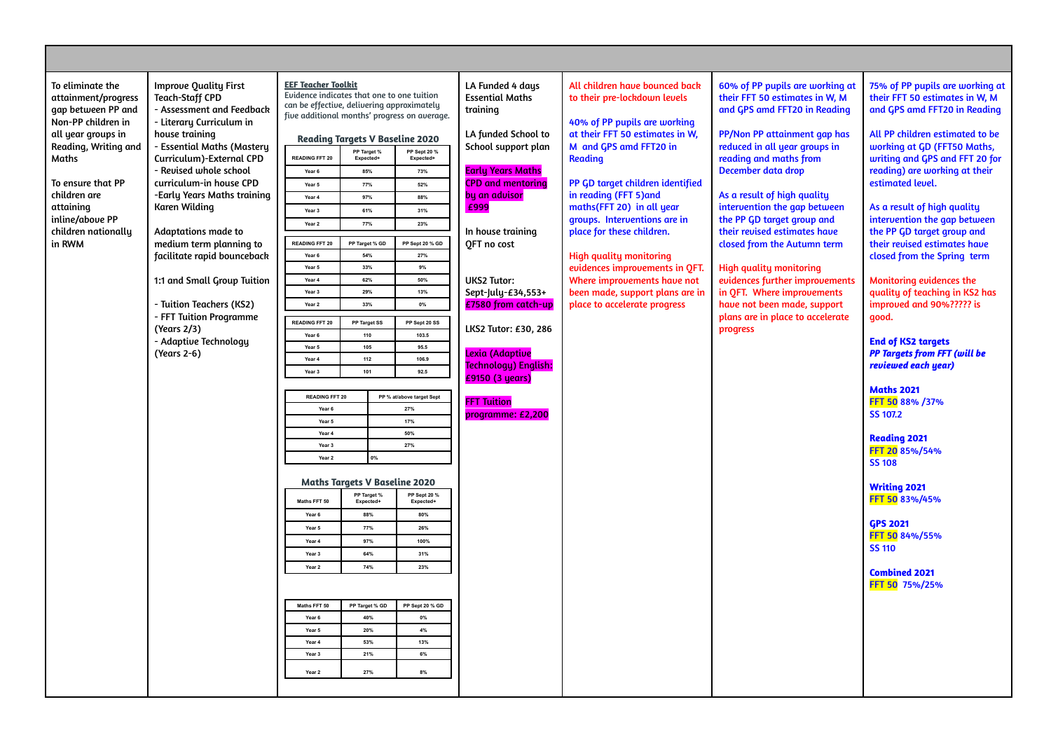| | | | | | | |
|---|---|---|---|---|---|---|
| To eliminate the attainment/progress gap between PP and Non-PP children in all year groups in Reading, Writing and Maths<br><br>To ensure that PP children are attaining inline/above PP children nationally in RWM | Improve Quality First Teach-Staff CPD<br>- Assessment and Feedback<br>- Literary Curriculum in house training<br>- Essential Maths (Mastery Curriculum)-External CPD<br>- Revised whole school curriculum-in house CPD<br>-Early Years Maths training Karen Wilding<br><br>Adaptations made to medium term planning to facilitate rapid bounceback<br><br>1:1 and Small Group Tuition<br><br>- Tuition Teachers (KS2)<br>- FFT Tuition Programme (Years 2/3)<br>- Adaptive Technology (Years 2-6) | (see EEF Teacher Toolkit and tables below) | LA Funded 4 days Essential Maths training<br><br>LA funded School to School support plan<br><br>Early Years Maths CPD and mentoring by an advisor £999<br><br>In house training QFT no cost<br><br>UKS2 Tutor: Sept-July-£34,553+ £7580 from catch-up<br><br>LKS2 Tutor: £30, 286<br><br>Lexia (Adaptive Technology) English: £9150 (3 years)<br><br>FFT Tuition programme: £2,200 | All children have bounced back to their pre-lockdown levels<br><br>40% of PP pupils are working at their FFT 50 estimates in W, M and GPS amd FFT20 in Reading<br><br>PP GD target children identified in reading (FFT 5)and maths(FFT 20) in all year groups. Interventions are in place for these children.<br><br>High quality monitoring evidences improvements in QFT. Where improvements have not been made, support plans are in place to accelerate progress | 60% of PP pupils are working at their FFT 50 estimates in W, M and GPS amd FFT20 in Reading<br><br>PP/Non PP attainment gap has reduced in all year groups in reading and maths from December data drop<br><br>As a result of high quality intervention the gap between the PP GD target group and their revised estimates have closed from the Autumn term<br><br>High quality monitoring evidences further improvements in QFT. Where improvements have not been made, support plans are in place to accelerate progress | 75% of PP pupils are working at their FFT 50 estimates in W, M and GPS amd FFT20 in Reading<br><br>All PP children estimated to be working at GD (FFT50 Maths, writing and GPS and FFT 20 for reading) are working at their estimated level.<br><br>As a result of high quality intervention the gap between the PP GD target group and their revised estimates have closed from the Spring term<br><br>Monitoring evidences the quality of teaching in KS2 has improved and 90%????? is good.<br><br>**End of KS2 targets**<br>***PP Targets from FFT (will be reviewed each year)***<br><br>**Maths 2021**<br>FFT 50 88% /37%<br>SS 107.2<br><br>**Reading 2021**<br>FFT 20 85%/54%<br>SS 108<br><br>**Writing 2021**<br>FFT 50 83%/45%<br><br>**GPS 2021**<br>FFT 50 84%/55%<br>SS 110<br><br>**Combined 2021**<br>FFT 50 75%/25% |

**EEF Teacher Toolkit**

Evidence indicates that one to one tuition can be effective, delivering approximately five additional months' progress on average.

### Reading Targets V Baseline 2020

| READING FFT 20 | PP Target % Expected+ | PP Sept 20 % Expected+ |
|---|---|---|
| Year 6 | 85% | 73% |
| Year 5 | 77% | 52% |
| Year 4 | 97% | 88% |
| Year 3 | 61% | 31% |
| Year 2 | 77% | 23% |

| READING FFT 20 | PP Target % GD | PP Sept 20 % GD |
|---|---|---|
| Year 6 | 54% | 27% |
| Year 5 | 33% | 9% |
| Year 4 | 62% | 50% |
| Year 3 | 29% | 13% |
| Year 2 | 33% | 0% |

| READING FFT 20 | PP Target SS | PP Sept 20 SS |
|---|---|---|
| Year 6 | 110 | 103.5 |
| Year 5 | 105 | 95.5 |
| Year 4 | 112 | 106.9 |
| Year 3 | 101 | 92.5 |

| READING FFT 20 | PP % at/above target Sept |
|---|---|
| Year 6 | 27% |
| Year 5 | 17% |
| Year 4 | 50% |
| Year 3 | 27% |
| Year 2 | 0% |

### Maths Targets V Baseline 2020

| Maths FFT 50 | PP Target % Expected+ | PP Sept 20 % Expected+ |
|---|---|---|
| Year 6 | 88% | 80% |
| Year 5 | 77% | 26% |
| Year 4 | 97% | 100% |
| Year 3 | 64% | 31% |
| Year 2 | 74% | 23% |

| Maths FFT 50 | PP Target % GD | PP Sept 20 % GD |
|---|---|---|
| Year 6 | 40% | 0% |
| Year 5 | 20% | 4% |
| Year 4 | 53% | 13% |
| Year 3 | 21% | 6% |
| Year 2 | 27% | 8% |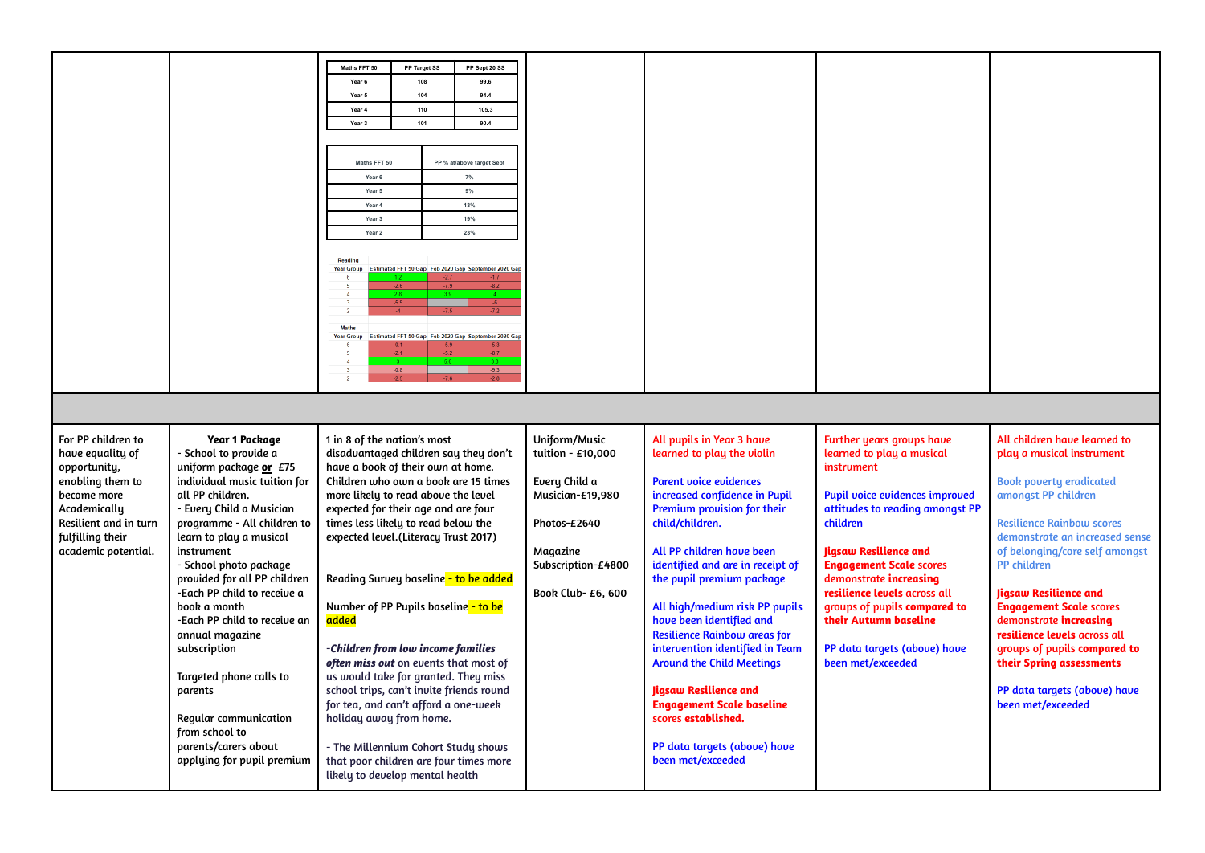| | | Maths FFT 50 / PP Target SS / PP Sept 20 SS tables and gap data (see below) | | | | |
|---|---|---|---|---|---|---|

| Maths FFT 50 | PP Target SS | PP Sept 20 SS |
|---|---|---|
| Year 6 | 108 | 99.6 |
| Year 5 | 104 | 94.4 |
| Year 4 | 110 | 105.3 |
| Year 3 | 101 | 90.4 |

| Maths FFT 50 | PP % at/above target Sept |
|---|---|
| Year 6 | 7% |
| Year 5 | 9% |
| Year 4 | 13% |
| Year 3 | 19% |
| Year 2 | 23% |

**Reading**

| Year Group | Estimated FFT 50 Gap | Feb 2020 Gap | September 2020 Gap |
|---|---|---|---|
| 6 | 1.2 | -2.7 | -1.7 |
| 5 | -2.6 | -7.9 | -8.2 |
| 4 | 2.8 | 3.9 | 4 |
| 3 | -5.9 | | -6 |
| 2 | -4 | -7.5 | -7.2 |

**Maths**

| Year Group | Estimated FFT 50 Gap | Feb 2020 Gap | September 2020 Gap |
|---|---|---|---|
| 6 | -0.1 | -5.9 | -5.3 |
| 5 | -2.1 | -5.2 | -8.7 |
| 4 | 3 | 5.6 | 3.6 |
| 3 | -0.8 | | -9.3 |
| 2 | -2.5 | -7.6 | -2.8 |

| | | | | | | |
|---|---|---|---|---|---|---|
| For PP children to have equality of opportunity, enabling them to become more Academically Resilient and in turn fulfilling their academic potential. | **Year 1 Package**<br>- School to provide a uniform package **or** £75 individual music tuition for all PP children.<br>- Every Child a Musician programme - All children to learn to play a musical instrument<br>- School photo package provided for all PP children<br>-Each PP child to receive a book a month<br>-Each PP child to receive an annual magazine subscription<br><br>Targeted phone calls to parents<br><br>Regular communication from school to parents/carers about applying for pupil premium | 1 in 8 of the nation's most disadvantaged children say they don't have a book of their own at home. Children who own a book are 15 times more likely to read above the level expected for their age and are four times less likely to read below the expected level.(Literacy Trust 2017)<br><br>Reading Survey baseline - to be added<br><br>Number of PP Pupils baseline - to be added<br><br>-***Children from low income families often miss out*** on events that most of us would take for granted. They miss school trips, can't invite friends round for tea, and can't afford a one-week holiday away from home.<br><br>- The Millennium Cohort Study shows that poor children are four times more likely to develop mental health | Uniform/Music tuition - £10,000<br><br>Every Child a Musician-£19,980<br><br>Photos-£2640<br><br>Magazine Subscription-£4800<br><br>Book Club- £6, 600 | All pupils in Year 3 have learned to play the violin<br><br>Parent voice evidences increased confidence in Pupil Premium provision for their child/children.<br><br>All PP children have been identified and are in receipt of the pupil premium package<br><br>All high/medium risk PP pupils have been identified and Resilience Rainbow areas for intervention identified in Team Around the Child Meetings<br><br>**Jigsaw Resilience and Engagement Scale baseline scores established.**<br><br>PP data targets (above) have been met/exceeded | Further years groups have learned to play a musical instrument<br><br>Pupil voice evidences improved attitudes to reading amongst PP children<br><br>**Jigsaw Resilience and Engagement Scale** scores demonstrate **increasing resilience levels** across all groups of pupils **compared to their Autumn baseline**<br><br>PP data targets (above) have been met/exceeded | All children have learned to play a musical instrument<br><br>Book poverty eradicated amongst PP children<br><br>Resilience Rainbow scores demonstrate an increased sense of belonging/core self amongst PP children<br><br>**Jigsaw Resilience and Engagement Scale** scores demonstrate **increasing resilience levels** across all groups of pupils **compared to their Spring assessments**<br><br>PP data targets (above) have been met/exceeded |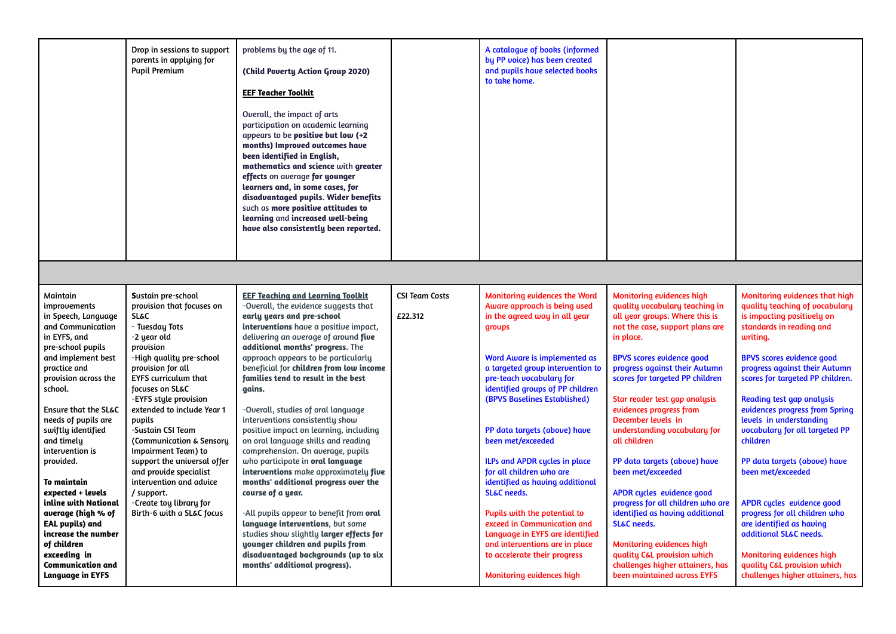| | | | | | | |
|---|---|---|---|---|---|---|
| | Drop in sessions to support parents in applying for Pupil Premium | problems by the age of 11.<br><br>**(Child Poverty Action Group 2020)**<br><br>**EEF Teacher Toolkit**<br><br>Overall, the impact of arts participation on academic learning appears to be **positive but low (+2 months) Improved outcomes have been identified in English, mathematics and science** with **greater effects** on average **for younger learners and, in some cases, for disadvantaged pupils. Wider benefits** such as **more positive attitudes to learning** and **increased well-being have also consistently been reported.** | | A catalogue of books (informed by PP voice) has been created and pupils have selected books to take home. | | |
| | | | | | | |
| Maintain improvements in Speech, Language and Communication in EYFS, and pre-school pupils and implement best practice and provision across the school.<br><br>Ensure that the SL&C needs of pupils are swiftly identified and timely intervention is provided.<br><br>**To maintain expected + levels inline with National average (high % of EAL pupils) and increase the number of children exceeding in Communication and Language in EYFS** | **S**ustain pre-school provision that focuses on SL&C<br>- Tuesday Tots<br>-2 year old provision<br>-High quality pre-school provision for all EYFS curriculum that focuses on SL&C<br>-EYFS style provision extended to include Year 1 pupils<br>-Sustain CSI Team (Communication & Sensory Impairment Team) to support the universal offer and provide specialist intervention and advice / support.<br>-Create toy library for Birth-6 with a SL&C focus | **EEF Teaching and Learning Toolkit**<br>-Overall, the evidence suggests that **early years and pre-school interventions** have a positive impact, delivering an average of around **five additional months' progress**. The approach appears to be particularly beneficial for **children from low income families tend to result in the best gains.**<br><br>-Overall, studies of oral language interventions consistently show positive impact on learning, including on oral language skills and reading comprehension. On average, pupils who participate in **oral language interventions** make approximately **five months' additional progress over the course of a year.**<br><br>-All pupils appear to benefit from **oral language interventions**, but some studies show slightly **larger effects for younger children and pupils from disadvantaged backgrounds (up to six months' additional progress).** | CSI Team Costs<br><br>£22.312 | Monitoring evidences the Word Aware approach is being used in the agreed way in all year groups<br><br>Word Aware is implemented as a targeted group intervention to pre-teach vocabulary for identified groups of PP children (BPVS Baselines Established)<br><br>PP data targets (above) have been met/exceeded<br><br>ILPs and APDR cycles in place for all children who are identified as having additional SL&C needs.<br><br>Pupils with the potential to exceed in Communication and Language in EYFS are identified and interventions are in place to accelerate their progress<br><br>Monitoring evidences high | Monitoring evidences high quality vocabulary teaching in all year groups. Where this is not the case, support plans are in place.<br><br>BPVS scores evidence good progress against their Autumn scores for targeted PP children<br><br>Star reader test gap analysis evidences progress from December levels in understanding vocabulary for all children<br><br>PP data targets (above) have been met/exceeded<br><br>APDR cycles evidence good progress for all children who are identified as having additional SL&C needs.<br><br>Monitoring evidences high quality C&L provision which challenges higher attainers, has been maintained across EYFS | Monitoring evidences that high quality teaching of vocabulary is impacting positively on standards in reading and writing.<br><br>BPVS scores evidence good progress against their Autumn scores for targeted PP children.<br><br>Reading test gap analysis evidences progress from Spring levels in understanding vocabulary for all targeted PP children<br><br>PP data targets (above) have been met/exceeded<br><br>APDR cycles evidence good progress for all children who are identified as having additional SL&C needs.<br><br>Monitoring evidences high quality C&L provision which challenges higher attainers, has |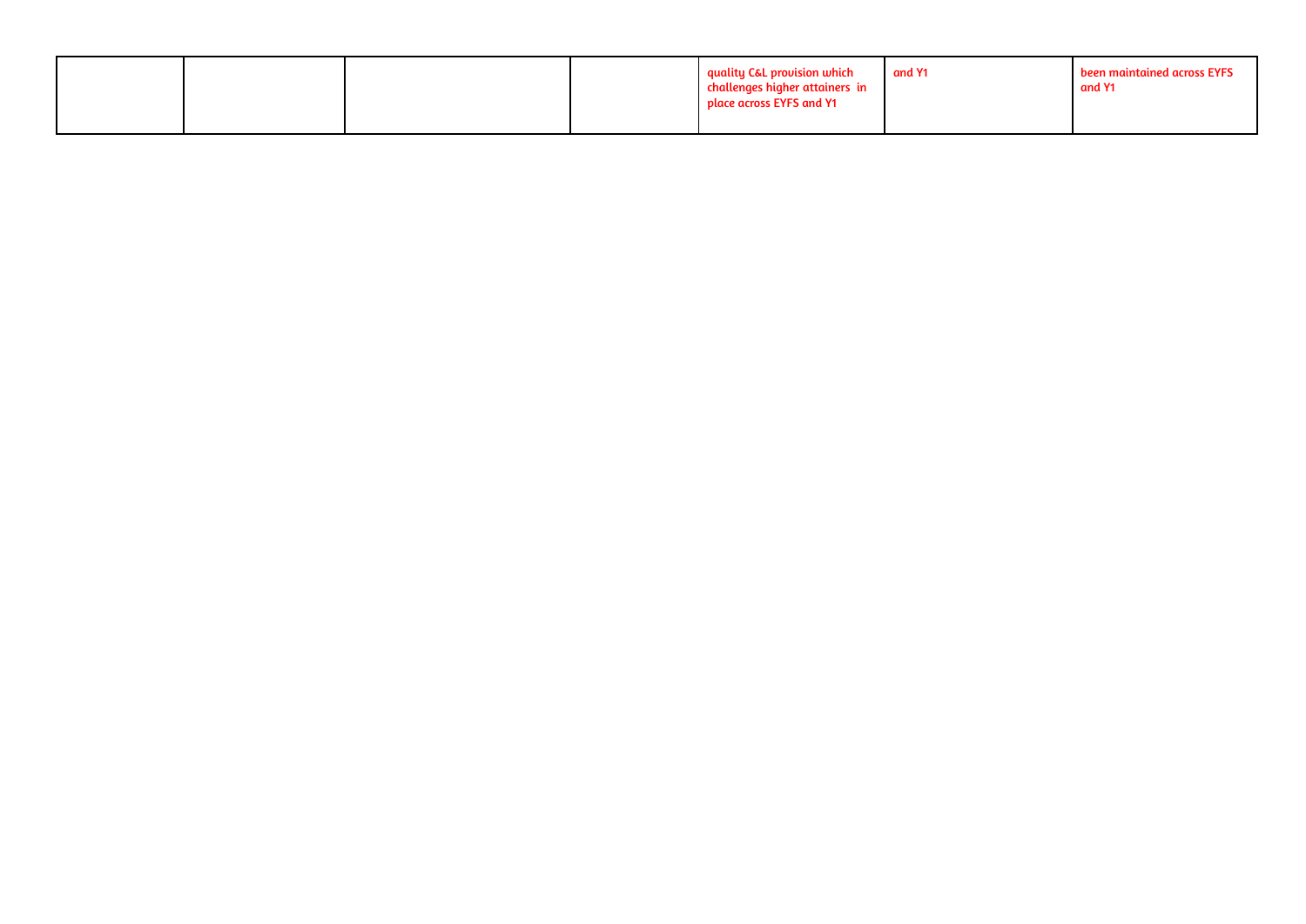| | | | | | | |
|---|---|---|---|---|---|---|
| | | | | quality C&L provision which challenges higher attainers in place across EYFS and Y1 | and Y1 | been maintained across EYFS and Y1 |